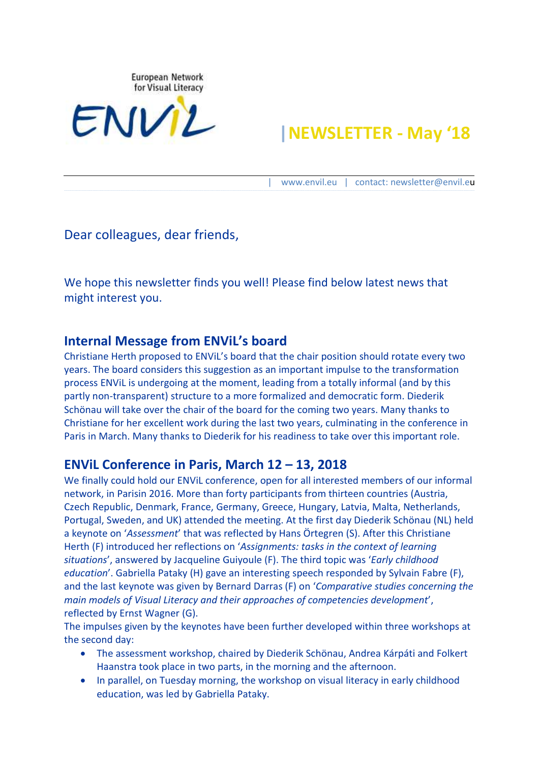European Network for Visual Literacy

ENViL

# NEWSLETTER - May ‘18

| www.envil.eu | contact: newsletter@envil.eu

Dear colleagues, dear friends,

We hope this newsletter finds you well! Please find below latest news that might interest you.

## Internal Message from ENViL’s board

Christiane Herth proposed to ENViL’s board that the chair position should rotate every two years. The board considers this suggestion as an important impulse to the transformation process ENViL is undergoing at the moment, leading from a totally informal (and by this partly non-transparent) structure to a more formalized and democratic form. Diederik Schönau will take over the chair of the board for the coming two years. Many thanks to Christiane for her excellent work during the last two years, culminating in the conference in Paris in March. Many thanks to Diederik for his readiness to take over this important role.

## ENViL Conference in Paris, March 12 – 13, 2018

We finally could hold our ENViL conference, open for all interested members of our informal network, in Parisin 2016. More than forty participants from thirteen countries (Austria, Czech Republic, Denmark, France, Germany, Greece, Hungary, Latvia, Malta, Netherlands, Portugal, Sweden, and UK) attended the meeting. At the first day Diederik Schönau (NL) held a keynote on ‘*Assessment*’ that was reflected by Hans Örtegren (S). After this Christiane Herth (F) introduced her reflections on ‘*Assignments: tasks in the context of learning situations*’, answered by Jacqueline Guiyoule (F). The third topic was ‘*Early childhood education*’. Gabriella Pataky (H) gave an interesting speech responded by Sylvain Fabre (F), and the last keynote was given by Bernard Darras (F) on ‘*Comparative studies concerning the main models of Visual Literacy and their approaches of competencies development*’, reflected by Ernst Wagner (G).

The impulses given by the keynotes have been further developed within three workshops at the second day:

- The assessment workshop, chaired by Diederik Schönau, Andrea Kárpáti and Folkert Haanstra took place in two parts, in the morning and the afternoon.
- In parallel, on Tuesday morning, the workshop on visual literacy in early childhood education, was led by Gabriella Pataky.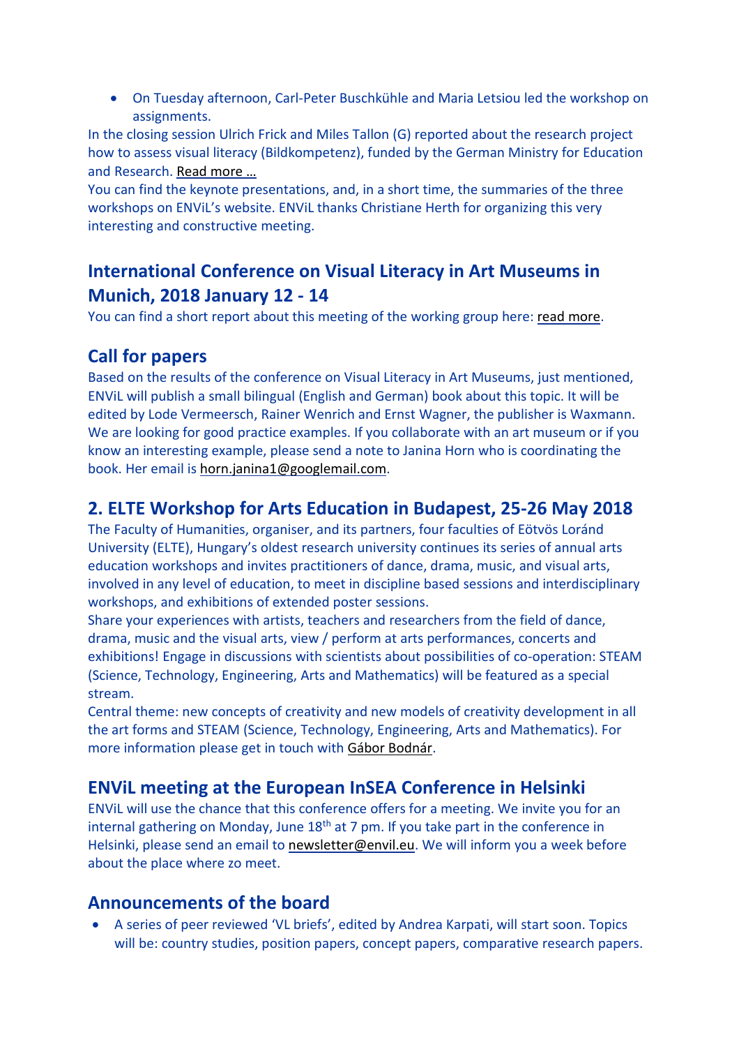- On Tuesday afternoon, Carl-Peter Buschkühle and Maria Letsiou led the workshop on assignments.

In the closing session Ulrich Frick and Miles Tallon (G) reported about the research project how to assess visual literacy (Bildkompetenz), funded by the German Ministry for Education and Research. Read more …

You can find the keynote presentations, and, in a short time, the summaries of the three workshops on ENViL's website. ENViL thanks Christiane Herth for organizing this very interesting and constructive meeting.

## International Conference on Visual Literacy in Art Museums in Munich, 2018 January 12 - 14

You can find a short report about this meeting of the working group here: read more.

## Call for papers

Based on the results of the conference on Visual Literacy in Art Museums, just mentioned, ENViL will publish a small bilingual (English and German) book about this topic. It will be edited by Lode Vermeersch, Rainer Wenrich and Ernst Wagner, the publisher is Waxmann. We are looking for good practice examples. If you collaborate with an art museum or if you know an interesting example, please send a note to Janina Horn who is coordinating the book. Her email is horn.janina1@googlemail.com.

## 2. ELTE Workshop for Arts Education in Budapest, 25-26 May 2018

The Faculty of Humanities, organiser, and its partners, four faculties of Eötvös Loránd University (ELTE), Hungary's oldest research university continues its series of annual arts education workshops and invites practitioners of dance, drama, music, and visual arts, involved in any level of education, to meet in discipline based sessions and interdisciplinary workshops, and exhibitions of extended poster sessions.

Share your experiences with artists, teachers and researchers from the field of dance, drama, music and the visual arts, view / perform at arts performances, concerts and exhibitions! Engage in discussions with scientists about possibilities of co-operation: STEAM (Science, Technology, Engineering, Arts and Mathematics) will be featured as a special stream.

Central theme: new concepts of creativity and new models of creativity development in all the art forms and STEAM (Science, Technology, Engineering, Arts and Mathematics). For more information please get in touch with Gábor Bodnár.

## ENViL meeting at the European InSEA Conference in Helsinki

ENViL will use the chance that this conference offers for a meeting. We invite you for an internal gathering on Monday, June 18th at 7 pm. If you take part in the conference in Helsinki, please send an email to newsletter@envil.eu. We will inform you a week before about the place where zo meet.

## Announcements of the board

- A series of peer reviewed 'VL briefs', edited by Andrea Karpati, will start soon. Topics will be: country studies, position papers, concept papers, comparative research papers.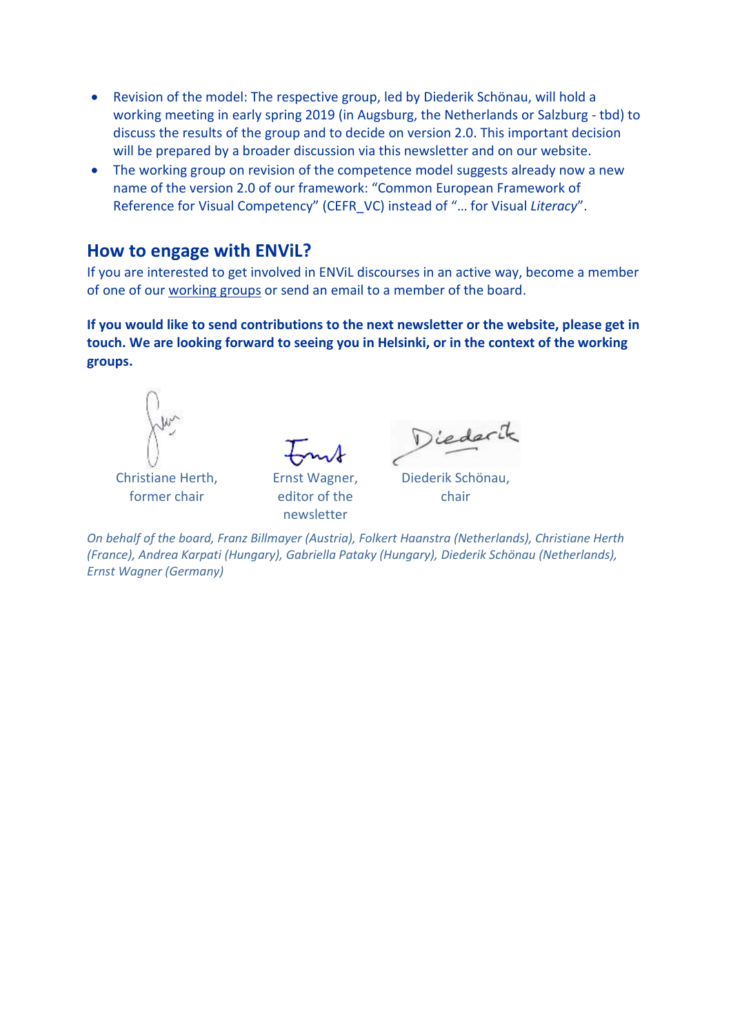- Revision of the model: The respective group, led by Diederik Schönau, will hold a working meeting in early spring 2019 (in Augsburg, the Netherlands or Salzburg - tbd) to discuss the results of the group and to decide on version 2.0. This important decision will be prepared by a broader discussion via this newsletter and on our website.
- The working group on revision of the competence model suggests already now a new name of the version 2.0 of our framework: "Common European Framework of Reference for Visual Competency" (CEFR_VC) instead of "… for Visual *Literacy*".

## How to engage with ENViL?

If you are interested to get involved in ENViL discourses in an active way, become a member of one of our working groups or send an email to a member of the board.

**If you would like to send contributions to the next newsletter or the website, please get in touch. We are looking forward to seeing you in Helsinki, or in the context of the working groups.**

Christiane Herth, former chair

Ernst Wagner, editor of the newsletter

Diederik Schönau, chair

*On behalf of the board, Franz Billmayer (Austria), Folkert Haanstra (Netherlands), Christiane Herth (France), Andrea Karpati (Hungary), Gabriella Pataky (Hungary), Diederik Schönau (Netherlands), Ernst Wagner (Germany)*